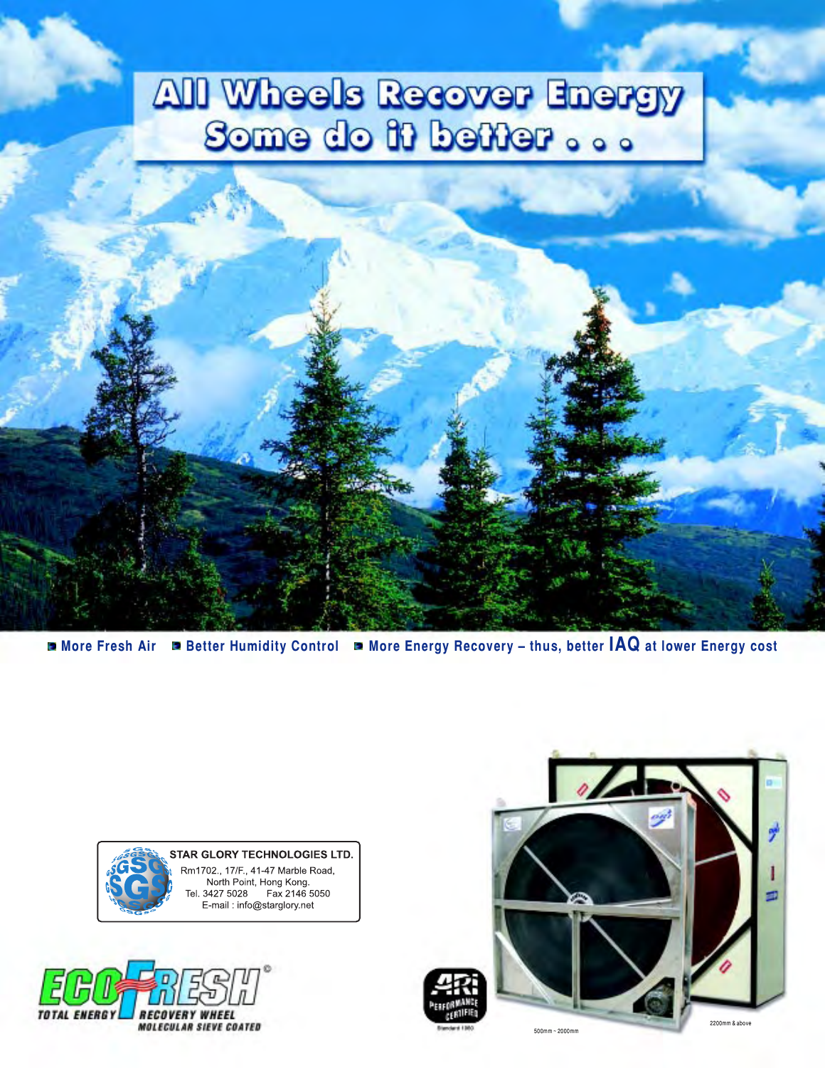# All Wheels Recover Energy
## Some do it better . . .

- More Fresh Air
- Better Humidity Control
- More Energy Recovery – thus, better **IAQ** at lower Energy cost

**STAR GLORY TECHNOLOGIES LTD.**
Rm1702., 17/F., 41-47 Marble Road,
North Point, Hong Kong.
Tel. 3427 5028 Fax 2146 5050
E-mail : info@starglory.net

**ECOFRESH**©
TOTAL ENERGY RECOVERY WHEEL
MOLECULAR SIEVE COATED

ARI PERFORMANCE CERTIFIED
Standard 1060

500mm ~ 2000mm

2200mm & above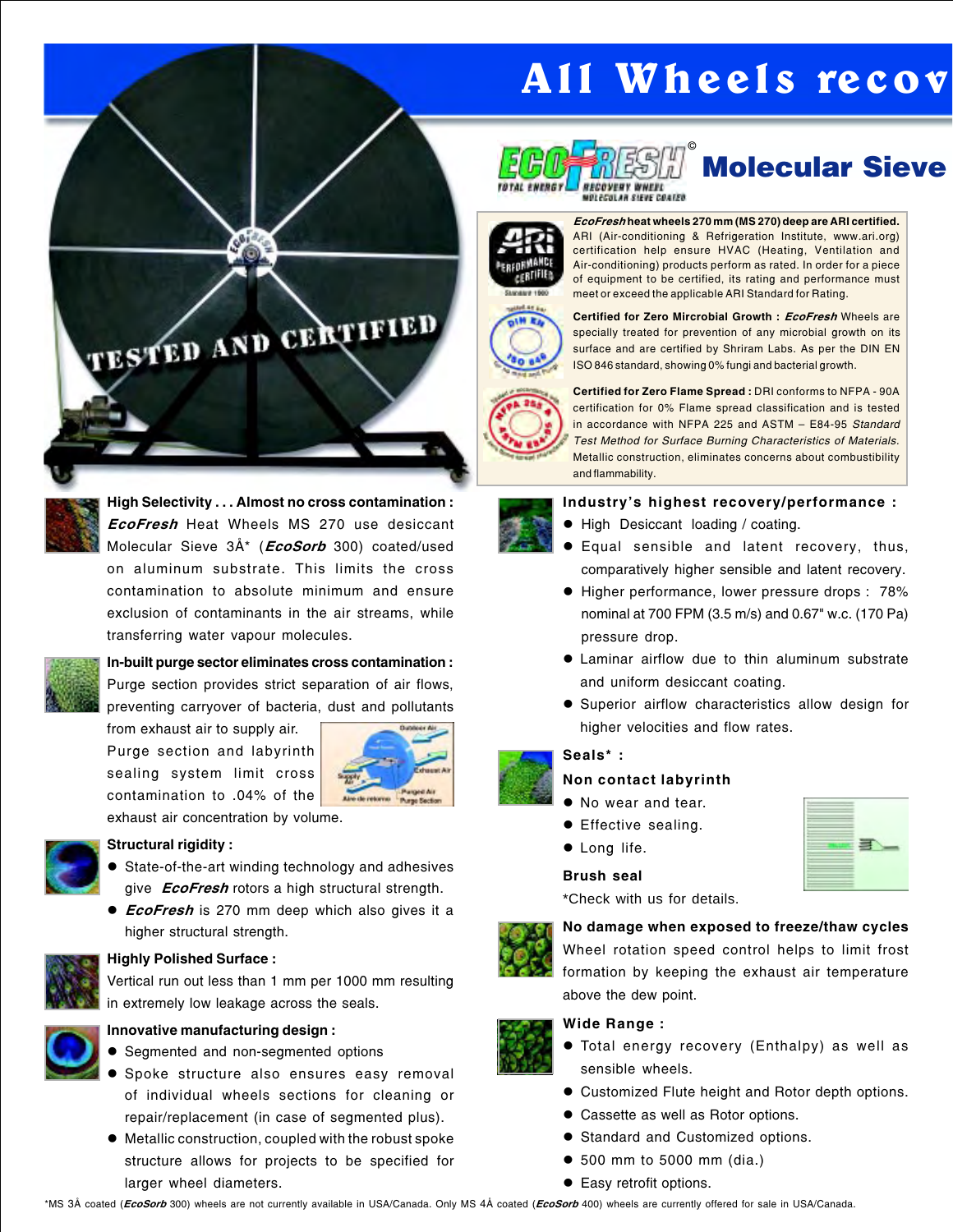# All Wheels recov

## EcoFresh Molecular Sieve

TESTED AND CERTIFIED

***EcoFresh* heat wheels 270 mm (MS 270) deep are ARI certified.** ARI (Air-conditioning & Refrigeration Institute, www.ari.org) certification help ensure HVAC (Heating, Ventilation and Air-conditioning) products perform as rated. In order for a piece of equipment to be certified, its rating and performance must meet or exceed the applicable ARI Standard for Rating.

**Certified for Zero Mircrobial Growth : *EcoFresh*** Wheels are specially treated for prevention of any microbial growth on its surface and are certified by Shriram Labs. As per the DIN EN ISO 846 standard, showing 0% fungi and bacterial growth.

**Certified for Zero Flame Spread :** DRI conforms to NFPA - 90A certification for 0% Flame spread classification and is tested in accordance with NFPA 225 and ASTM – E84-95 *Standard Test Method for Surface Burning Characteristics of Materials.* Metallic construction, eliminates concerns about combustibility and flammability.

**High Selectivity . . . Almost no cross contamination :**
***EcoFresh*** Heat Wheels MS 270 use desiccant Molecular Sieve 3Å* (***EcoSorb*** 300) coated/used on aluminum substrate. This limits the cross contamination to absolute minimum and ensure exclusion of contaminants in the air streams, while transferring water vapour molecules.

**In-built purge sector eliminates cross contamination :**
Purge section provides strict separation of air flows, preventing carryover of bacteria, dust and pollutants from exhaust air to supply air. Purge section and labyrinth sealing system limit cross contamination to .04% of the exhaust air concentration by volume.

**Structural rigidity :**
- State-of-the-art winding technology and adhesives give ***EcoFresh*** rotors a high structural strength.
- ***EcoFresh*** is 270 mm deep which also gives it a higher structural strength.

**Highly Polished Surface :**
Vertical run out less than 1 mm per 1000 mm resulting in extremely low leakage across the seals.

**Innovative manufacturing design :**
- Segmented and non-segmented options
- Spoke structure also ensures easy removal of individual wheels sections for cleaning or repair/replacement (in case of segmented plus).
- Metallic construction, coupled with the robust spoke structure allows for projects to be specified for larger wheel diameters.

**Industry's highest recovery/performance :**
- High Desiccant loading / coating.
- Equal sensible and latent recovery, thus, comparatively higher sensible and latent recovery.
- Higher performance, lower pressure drops : 78% nominal at 700 FPM (3.5 m/s) and 0.67" w.c. (170 Pa) pressure drop.
- Laminar airflow due to thin aluminum substrate and uniform desiccant coating.
- Superior airflow characteristics allow design for higher velocities and flow rates.

**Seals* :**

**Non contact labyrinth**
- No wear and tear.
- Effective sealing.
- Long life.

**Brush seal**

*Check with us for details.

**No damage when exposed to freeze/thaw cycles**
Wheel rotation speed control helps to limit frost formation by keeping the exhaust air temperature above the dew point.

**Wide Range :**
- Total energy recovery (Enthalpy) as well as sensible wheels.
- Customized Flute height and Rotor depth options.
- Cassette as well as Rotor options.
- Standard and Customized options.
- 500 mm to 5000 mm (dia.)
- Easy retrofit options.

*MS 3Å coated (***EcoSorb*** 300) wheels are not currently available in USA/Canada. Only MS 4Å coated (***EcoSorb*** 400) wheels are currently offered for sale in USA/Canada.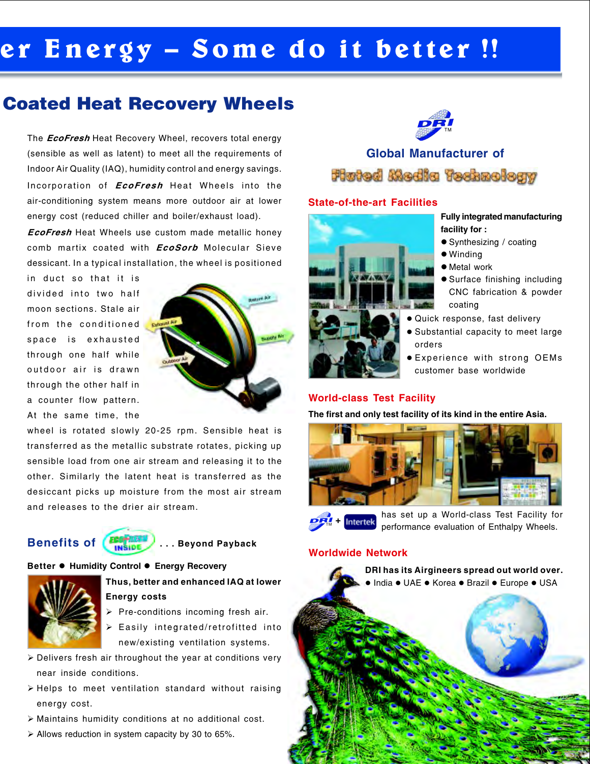# er Energy – Some do it better !!

## Coated Heat Recovery Wheels

The ***EcoFresh*** Heat Recovery Wheel, recovers total energy (sensible as well as latent) to meet all the requirements of Indoor Air Quality (IAQ), humidity control and energy savings.

Incorporation of ***EcoFresh*** Heat Wheels into the air-conditioning system means more outdoor air at lower energy cost (reduced chiller and boiler/exhaust load).

***EcoFresh*** Heat Wheels use custom made metallic honey comb martix coated with ***EcoSorb*** Molecular Sieve dessicant. In a typical installation, the wheel is positioned in duct so that it is divided into two half moon sections. Stale air from the conditioned space is exhausted through one half while outdoor air is drawn through the other half in a counter flow pattern. At the same time, the wheel is rotated slowly 20-25 rpm. Sensible heat is transferred as the metallic substrate rotates, picking up sensible load from one air stream and releasing it to the other. Similarly the latent heat is transferred as the desiccant picks up moisture from the most air stream and releases to the drier air stream.

Return Air · Exhaust Air · Supply Air · Outdoor Air

### Benefits of EcoFresh INSIDE . . . Beyond Payback

**Better ● Humidity Control ● Energy Recovery**

**Thus, better and enhanced IAQ at lower Energy costs**

- Pre-conditions incoming fresh air.
- Easily integrated/retrofitted into new/existing ventilation systems.
- Delivers fresh air throughout the year at conditions very near inside conditions.
- Helps to meet ventilation standard without raising energy cost.
- Maintains humidity conditions at no additional cost.
- Allows reduction in system capacity by 30 to 65%.

DRI™

**Global Manufacturer of**

**Fluted Media Technology**

### State-of-the-art Facilities

**Fully integrated manufacturing facility for :**

- Synthesizing / coating
- Winding
- Metal work
- Surface finishing including CNC fabrication & powder coating
- Quick response, fast delivery
- Substantial capacity to meet large orders
- Experience with strong OEMs customer base worldwide

### World-class Test Facility

**The first and only test facility of its kind in the entire Asia.**

DRI + Intertek has set up a World-class Test Facility for performance evaluation of Enthalpy Wheels.

### Worldwide Network

**DRI has its Airgineers spread out world over.**

● India ● UAE ● Korea ● Brazil ● Europe ● USA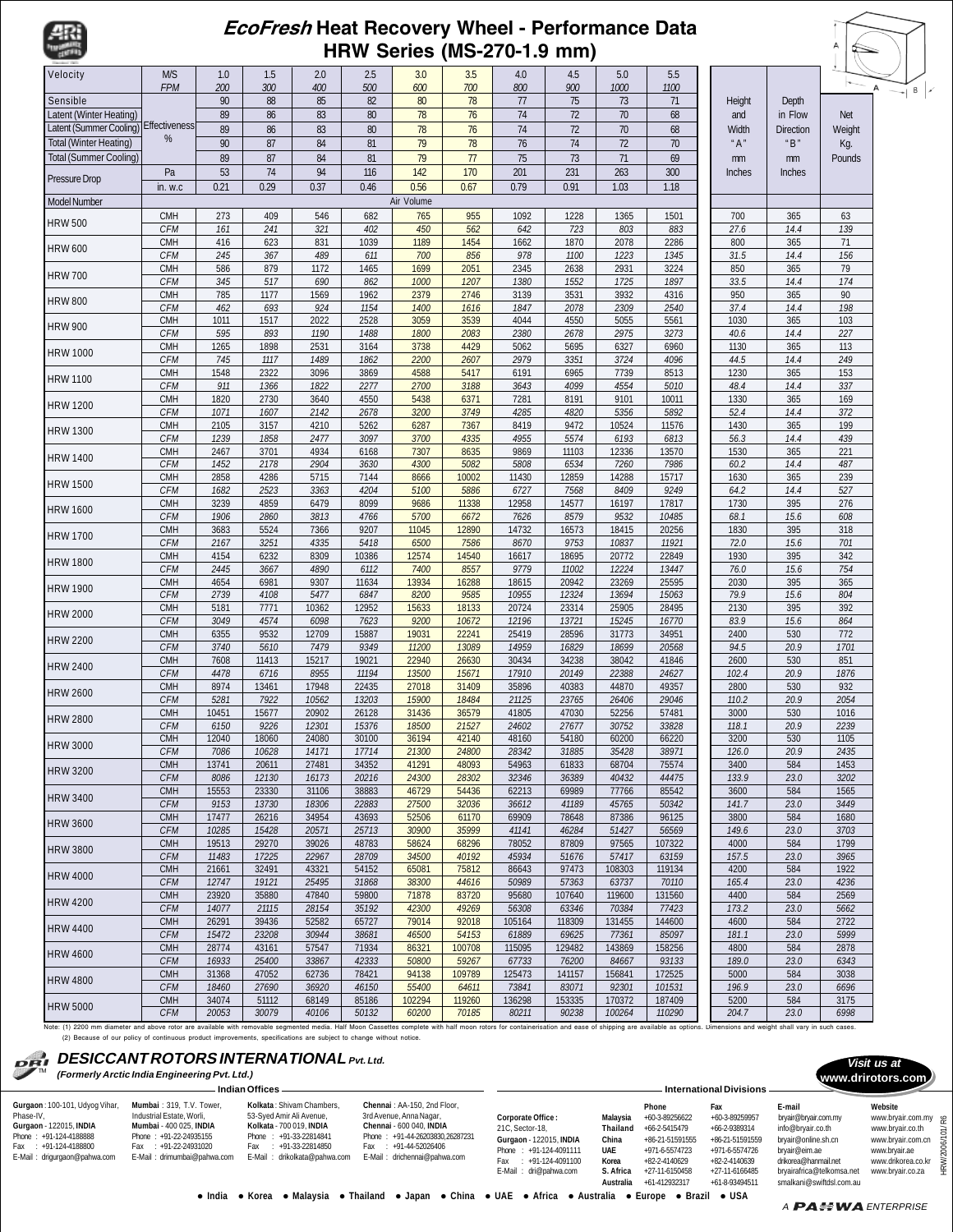# *EcoFresh* Heat Recovery Wheel - Performance Data
## HRW Series (MS-270-1.9 mm)

| Velocity | M/S | 1.0 | 1.5 | 2.0 | 2.5 | 3.0 | 3.5 | 4.0 | 4.5 | 5.0 | 5.5 | Height and Width "A" mm Inches | Depth in Flow Direction "B" mm Inches | Net Weight Kg. Pounds |
|---|---|---|---|---|---|---|---|---|---|---|---|---|---|---|
| | *FPM* | *200* | *300* | *400* | *500* | *600* | *700* | *800* | *900* | *1000* | *1100* | | | |
| Sensible | Effectiveness % | 90 | 88 | 85 | 82 | 80 | 78 | 77 | 75 | 73 | 71 | | | |
| Latent (Winter Heating) | | 89 | 86 | 83 | 80 | 78 | 76 | 74 | 72 | 70 | 68 | | | |
| Latent (Summer Cooling) | | 89 | 86 | 83 | 80 | 78 | 76 | 74 | 72 | 70 | 68 | | | |
| Total (Winter Heating) | | 90 | 87 | 84 | 81 | 79 | 78 | 76 | 74 | 72 | 70 | | | |
| Total (Summer Cooling) | | 89 | 87 | 84 | 81 | 79 | 77 | 75 | 73 | 71 | 69 | | | |
| Pressure Drop | Pa | 53 | 74 | 94 | 116 | 142 | 170 | 201 | 231 | 263 | 300 | | | |
| | in. w.c | 0.21 | 0.29 | 0.37 | 0.46 | 0.56 | 0.67 | 0.79 | 0.91 | 1.03 | 1.18 | | | |
| Model Number | | Air Volume | | | | | | | | | | | | |
| HRW 500 | CMH | 273 | 409 | 546 | 682 | 765 | 955 | 1092 | 1228 | 1365 | 1501 | 700 | 365 | 63 |
| | *CFM* | *161* | *241* | *321* | *402* | *450* | *562* | *642* | *723* | *803* | *883* | *27.6* | *14.4* | *139* |
| HRW 600 | CMH | 416 | 623 | 831 | 1039 | 1189 | 1454 | 1662 | 1870 | 2078 | 2286 | 800 | 365 | 71 |
| | *CFM* | *245* | *367* | *489* | *611* | *700* | *856* | *978* | *1100* | *1223* | *1345* | *31.5* | *14.4* | *156* |
| HRW 700 | CMH | 586 | 879 | 1172 | 1465 | 1699 | 2051 | 2345 | 2638 | 2931 | 3224 | 850 | 365 | 79 |
| | *CFM* | *345* | *517* | *690* | *862* | *1000* | *1207* | *1380* | *1552* | *1725* | *1897* | *33.5* | *14.4* | *174* |
| HRW 800 | CMH | 785 | 1177 | 1569 | 1962 | 2379 | 2746 | 3139 | 3531 | 3932 | 4316 | 950 | 365 | 90 |
| | *CFM* | *462* | *693* | *924* | *1154* | *1400* | *1616* | *1847* | *2078* | *2309* | *2540* | *37.4* | *14.4* | *198* |
| HRW 900 | CMH | 1011 | 1517 | 2022 | 2528 | 3059 | 3539 | 4044 | 4550 | 5055 | 5561 | 1030 | 365 | 103 |
| | *CFM* | *595* | *893* | *1190* | *1488* | *1800* | *2083* | *2380* | *2678* | *2975* | *3273* | *40.6* | *14.4* | *227* |
| HRW 1000 | CMH | 1265 | 1898 | 2531 | 3164 | 3738 | 4429 | 5062 | 5695 | 6327 | 6960 | 1130 | 365 | 113 |
| | *CFM* | *745* | *1117* | *1489* | *1862* | *2200* | *2607* | *2979* | *3351* | *3724* | *4096* | *44.5* | *14.4* | *249* |
| HRW 1100 | CMH | 1548 | 2322 | 3096 | 3869 | 4588 | 5417 | 6191 | 6965 | 7739 | 8513 | 1230 | 365 | 153 |
| | *CFM* | *911* | *1366* | *1822* | *2277* | *2700* | *3188* | *3643* | *4099* | *4554* | *5010* | *48.4* | *14.4* | *337* |
| HRW 1200 | CMH | 1820 | 2730 | 3640 | 4550 | 5438 | 6371 | 7281 | 8191 | 9101 | 10011 | 1330 | 365 | 169 |
| | *CFM* | *1071* | *1607* | *2142* | *2678* | *3200* | *3749* | *4285* | *4820* | *5356* | *5892* | *52.4* | *14.4* | *372* |
| HRW 1300 | CMH | 2105 | 3157 | 4210 | 5262 | 6287 | 7367 | 8419 | 9472 | 10524 | 11576 | 1430 | 365 | 199 |
| | *CFM* | *1239* | *1858* | *2477* | *3097* | *3700* | *4335* | *4955* | *5574* | *6193* | *6813* | *56.3* | *14.4* | *439* |
| HRW 1400 | CMH | 2467 | 3701 | 4934 | 6168 | 7307 | 8635 | 9869 | 11103 | 12336 | 13570 | 1530 | 365 | 221 |
| | *CFM* | *1452* | *2178* | *2904* | *3630* | *4300* | *5082* | *5808* | *6534* | *7260* | *7986* | *60.2* | *14.4* | *487* |
| HRW 1500 | CMH | 2858 | 4286 | 5715 | 7144 | 8666 | 10002 | 11430 | 12859 | 14288 | 15717 | 1630 | 365 | 239 |
| | *CFM* | *1682* | *2523* | *3363* | *4204* | *5100* | *5886* | *6727* | *7568* | *8409* | *9249* | *64.2* | *14.4* | *527* |
| HRW 1600 | CMH | 3239 | 4859 | 6479 | 8099 | 9686 | 11338 | 12958 | 14577 | 16197 | 17817 | 1730 | 395 | 276 |
| | *CFM* | *1906* | *2860* | *3813* | *4766* | *5700* | *6672* | *7626* | *8579* | *9532* | *10485* | *68.1* | *15.6* | *608* |
| HRW 1700 | CMH | 3683 | 5524 | 7366 | 9207 | 11045 | 12890 | 14732 | 16573 | 18415 | 20256 | 1830 | 395 | 318 |
| | *CFM* | *2167* | *3251* | *4335* | *5418* | *6500* | *7586* | *8670* | *9753* | *10837* | *11921* | *72.0* | *15.6* | *701* |
| HRW 1800 | CMH | 4154 | 6232 | 8309 | 10386 | 12574 | 14540 | 16617 | 18695 | 20772 | 22849 | 1930 | 395 | 342 |
| | *CFM* | *2445* | *3667* | *4890* | *6112* | *7400* | *8557* | *9779* | *11002* | *12224* | *13447* | *76.0* | *15.6* | *754* |
| HRW 1900 | CMH | 4654 | 6981 | 9307 | 11634 | 13934 | 16288 | 18615 | 20942 | 23269 | 25595 | 2030 | 395 | 365 |
| | *CFM* | *2739* | *4108* | *5477* | *6847* | *8200* | *9585* | *10955* | *12324* | *13694* | *15063* | *79.9* | *15.6* | *804* |
| HRW 2000 | CMH | 5181 | 7771 | 10362 | 12952 | 15633 | 18133 | 20724 | 23314 | 25905 | 28495 | 2130 | 395 | 392 |
| | *CFM* | *3049* | *4574* | *6098* | *7623* | *9200* | *10672* | *12196* | *13721* | *15245* | *16770* | *83.9* | *15.6* | *864* |
| HRW 2200 | CMH | 6355 | 9532 | 12709 | 15887 | 19031 | 22241 | 25419 | 28596 | 31773 | 34951 | 2400 | 530 | 772 |
| | *CFM* | *3740* | *5610* | *7479* | *9349* | *11200* | *13089* | *14959* | *16829* | *18699* | *20568* | *94.5* | *20.9* | *1701* |
| HRW 2400 | CMH | 7608 | 11413 | 15217 | 19021 | 22940 | 26630 | 30434 | 34238 | 38042 | 41846 | 2600 | 530 | 851 |
| | *CFM* | *4478* | *6716* | *8955* | *11194* | *13500* | *15671* | *17910* | *20149* | *22388* | *24627* | *102.4* | *20.9* | *1876* |
| HRW 2600 | CMH | 8974 | 13461 | 17948 | 22435 | 27018 | 31409 | 35896 | 40383 | 44870 | 49357 | 2800 | 530 | 932 |
| | *CFM* | *5281* | *7922* | *10562* | *13203* | *15900* | *18484* | *21125* | *23765* | *26406* | *29046* | *110.2* | *20.9* | *2054* |
| HRW 2800 | CMH | 10451 | 15677 | 20902 | 26128 | 31436 | 36579 | 41805 | 47030 | 52256 | 57481 | 3000 | 530 | 1016 |
| | *CFM* | *6150* | *9226* | *12301* | *15376* | *18500* | *21527* | *24602* | *27677* | *30752* | *33828* | *118.1* | *20.9* | *2239* |
| HRW 3000 | CMH | 12040 | 18060 | 24080 | 30100 | 36194 | 42140 | 48160 | 54180 | 60200 | 66220 | 3200 | 530 | 1105 |
| | *CFM* | *7086* | *10628* | *14171* | *17714* | *21300* | *24800* | *28342* | *31885* | *35428* | *38971* | *126.0* | *20.9* | *2435* |
| HRW 3200 | CMH | 13741 | 20611 | 27481 | 34352 | 41291 | 48093 | 54963 | 61833 | 68704 | 75574 | 3400 | 584 | 1453 |
| | *CFM* | *8086* | *12130* | *16173* | *20216* | *24300* | *28302* | *32346* | *36389* | *40432* | *44475* | *133.9* | *23.0* | *3202* |
| HRW 3400 | CMH | 15553 | 23330 | 31106 | 38883 | 46729 | 54436 | 62213 | 69989 | 77766 | 85542 | 3600 | 584 | 1565 |
| | *CFM* | *9153* | *13730* | *18306* | *22883* | *27500* | *32036* | *36612* | *41189* | *45765* | *50342* | *141.7* | *23.0* | *3449* |
| HRW 3600 | CMH | 17477 | 26216 | 34954 | 43693 | 52506 | 61170 | 69909 | 78648 | 87386 | 96125 | 3800 | 584 | 1680 |
| | *CFM* | *10285* | *15428* | *20571* | *25713* | *30900* | *35999* | *41141* | *46284* | *51427* | *56569* | *149.6* | *23.0* | *3703* |
| HRW 3800 | CMH | 19513 | 29270 | 39026 | 48783 | 58624 | 68296 | 78052 | 87809 | 97565 | 107322 | 4000 | 584 | 1799 |
| | *CFM* | *11483* | *17225* | *22967* | *28709* | *34500* | *40192* | *45934* | *51676* | *57417* | *63159* | *157.5* | *23.0* | *3965* |
| HRW 4000 | CMH | 21661 | 32491 | 43321 | 54152 | 65081 | 75812 | 86643 | 97473 | 108303 | 119134 | 4200 | 584 | 1922 |
| | *CFM* | *12747* | *19121* | *25495* | *31868* | *38300* | *44616* | *50989* | *57363* | *63737* | *70110* | *165.4* | *23.0* | *4236* |
| HRW 4200 | CMH | 23920 | 35880 | 47840 | 59800 | 71878 | 83720 | 95680 | 107640 | 119600 | 131560 | 4400 | 584 | 2569 |
| | *CFM* | *14077* | *21115* | *28154* | *35192* | *42300* | *49269* | *56308* | *63346* | *70384* | *77423* | *173.2* | *23.0* | *5662* |
| HRW 4400 | CMH | 26291 | 39436 | 52582 | 65727 | 79014 | 92018 | 105164 | 118309 | 131455 | 144600 | 4600 | 584 | 2722 |
| | *CFM* | *15472* | *23208* | *30944* | *38681* | *46500* | *54153* | *61889* | *69625* | *77361* | *85097* | *181.1* | *23.0* | *5999* |
| HRW 4600 | CMH | 28774 | 43161 | 57547 | 71934 | 86321 | 100708 | 115095 | 129482 | 143869 | 158256 | 4800 | 584 | 2878 |
| | *CFM* | *16933* | *25400* | *33867* | *42333* | *50800* | *59267* | *67733* | *76200* | *84667* | *93133* | *189.0* | *23.0* | *6343* |
| HRW 4800 | CMH | 31368 | 47052 | 62736 | 78421 | 94138 | 109789 | 125473 | 141157 | 156841 | 172525 | 5000 | 584 | 3038 |
| | *CFM* | *18460* | *27690* | *36920* | *46150* | *55400* | *64611* | *73841* | *83071* | *92301* | *101531* | *196.9* | *23.0* | *6696* |
| HRW 5000 | CMH | 34074 | 51112 | 68149 | 85186 | 102294 | 119260 | 136298 | 153335 | 170372 | 187409 | 5200 | 584 | 3175 |
| | *CFM* | *20053* | *30079* | *40106* | *50132* | *60200* | *70185* | *80211* | *90238* | *100264* | *110290* | *204.7* | *23.0* | *6998* |

Note: (1) 2200 mm diameter and above rotor are available with removable segmented media. Half Moon Cassettes complete with half moon rotors for containerisation and ease of shipping are available as options. Dimensions and weight shall vary in such cases.
(2) Because of our policy of continuous product improvements, specifications are subject to change without notice.

**DESICCANT ROTORS INTERNATIONAL** *Pvt. Ltd.*
*(Formerly Arctic India Engineering Pvt. Ltd.)*

Visit us at www.drirotors.com

**Indian Offices**

**Gurgaon**: 100-101, Udyog Vihar, Phase-IV, **Gurgaon** - 122015, **INDIA**
Phone : +91-124-4188888
Fax : +91-124-4188800
E-Mail : drigurgaon@pahwa.com

**Mumbai** : 319, T.V. Tower, Industrial Estate, Worli, **Mumbai** - 400 025, **INDIA**
Phone : +91-22-24935155
Fax : +91-22-24931020
E-Mail : drimumbai@pahwa.com

**Kolkata** : Shivam Chambers, 53-Syed Amir Ali Avenue, **Kolkata** - 700 019, **INDIA**
Phone : +91-33-22814841
Fax : +91-33-22814850
E-Mail : drikolkata@pahwa.com

**Chennai** : AA-150, 2nd Floor, 3rd Avenue, Anna Nagar, **Chennai** - 600 040, **INDIA**
Phone : +91-44-26203830,26287231
Fax : +91-44-52026406
E-Mail : drichennai@pahwa.com

**International Divisions**

**Corporate Office :** 21C, Sector-18, **Gurgaon** - 122015, **INDIA**
Phone : +91-124-4091111
Fax : +91-124-4091100
E-Mail : dri@pahwa.com

| | Phone | Fax | E-mail | Website |
|---|---|---|---|---|
| **Malaysia** | +60-3-89256622 | +60-3-89259957 | bryair@bryair.com.my | www.bryair.com.my |
| **Thailand** | +66-2-5415479 | +66-2-9389314 | info@bryair.co.th | www.bryair.co.th |
| **China** | +86-21-51591555 | +86-21-51591559 | bryair@online.sh.cn | www.bryair.com.cn |
| **UAE** | +971-6-5574723 | +971-6-5574726 | bryair@eim.ae | www.bryair.ae |
| **Korea** | +82-2-4140629 | +82-2-4140639 | drikorea@hanmail.net | www.drikorea.co.kr |
| **S. Africa** | +27-11-6150458 | +27-11-6166485 | bryairafrica@telkomsa.net | www.bryair.co.za |
| **Australia** | +61-412932317 | +61-8-93494511 | smalkani@swiftdsl.com.au | |

● India ● Korea ● Malaysia ● Thailand ● Japan ● China ● UAE ● Africa ● Australia ● Europe ● Brazil ● USA

*A* **PAHWA** *ENTERPRISE*

HRW/2006/101/R6